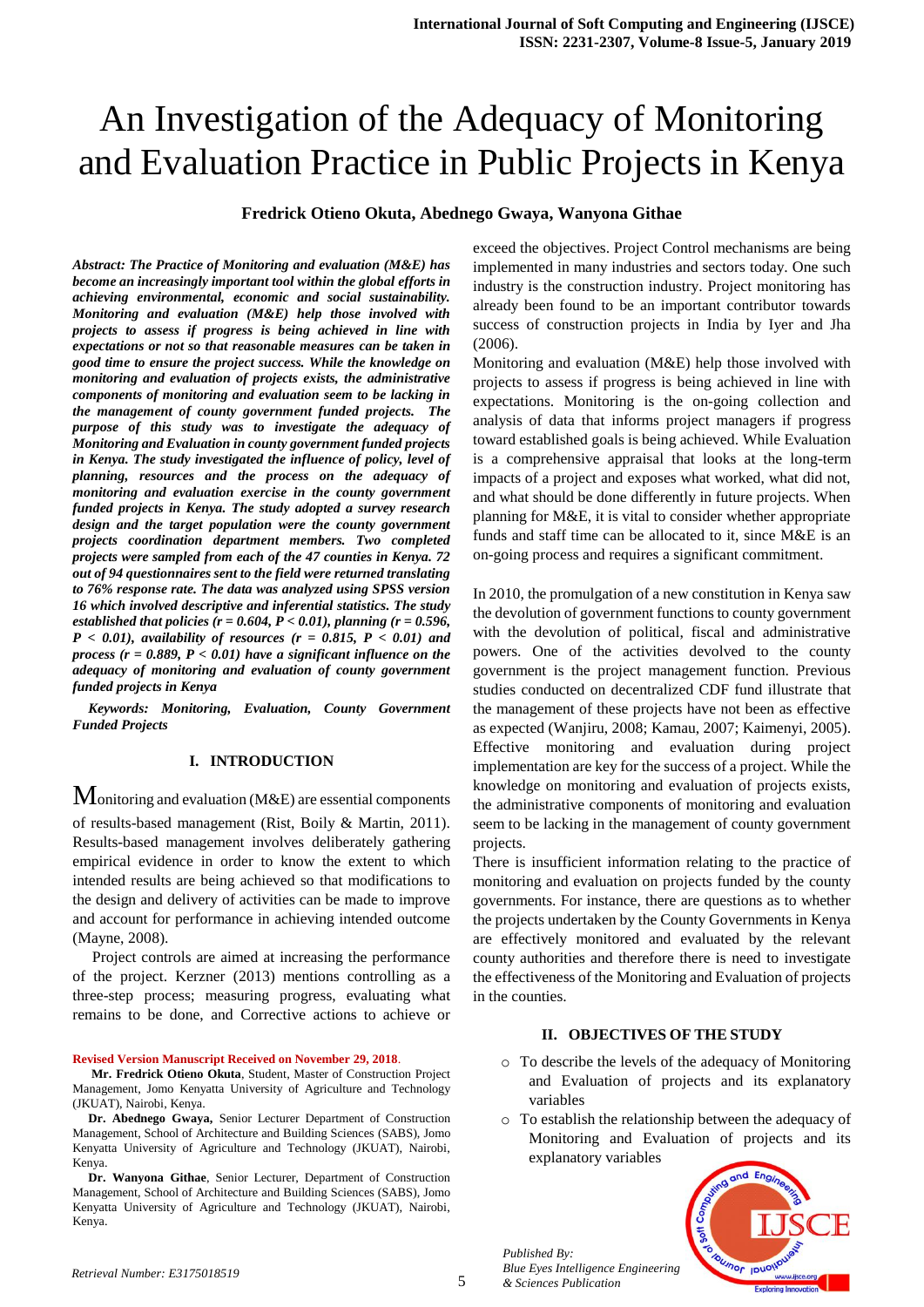# An Investigation of the Adequacy of Monitoring and Evaluation Practice in Public Projects in Kenya

**Fredrick Otieno Okuta, Abednego Gwaya, Wanyona Githae**

***Abstract: The Practice of Monitoring and evaluation (M&E) has become an increasingly important tool within the global efforts in achieving environmental, economic and social sustainability. Monitoring and evaluation (M&E) help those involved with projects to assess if progress is being achieved in line with expectations or not so that reasonable measures can be taken in good time to ensure the project success. While the knowledge on monitoring and evaluation of projects exists, the administrative components of monitoring and evaluation seem to be lacking in the management of county government funded projects. The purpose of this study was to investigate the adequacy of Monitoring and Evaluation in county government funded projects in Kenya. The study investigated the influence of policy, level of planning, resources and the process on the adequacy of monitoring and evaluation exercise in the county government funded projects in Kenya. The study adopted a survey research design and the target population were the county government projects coordination department members. Two completed projects were sampled from each of the 47 counties in Kenya. 72 out of 94 questionnaires sent to the field were returned translating to 76% response rate. The data was analyzed using SPSS version 16 which involved descriptive and inferential statistics. The study established that policies ($r = 0.604$, $P < 0.01$), planning ($r = 0.596$, $P < 0.01$), availability of resources ($r = 0.815$, $P < 0.01$) and process ($r = 0.889$, $P < 0.01$) have a significant influence on the adequacy of monitoring and evaluation of county government funded projects in Kenya***

***Keywords: Monitoring, Evaluation, County Government Funded Projects***

## I. INTRODUCTION

Monitoring and evaluation (M&E) are essential components of results-based management (Rist, Boily & Martin, 2011). Results-based management involves deliberately gathering empirical evidence in order to know the extent to which intended results are being achieved so that modifications to the design and delivery of activities can be made to improve and account for performance in achieving intended outcome (Mayne, 2008).

Project controls are aimed at increasing the performance of the project. Kerzner (2013) mentions controlling as a three-step process; measuring progress, evaluating what remains to be done, and Corrective actions to achieve or exceed the objectives. Project Control mechanisms are being implemented in many industries and sectors today. One such industry is the construction industry. Project monitoring has already been found to be an important contributor towards success of construction projects in India by Iyer and Jha (2006).

Monitoring and evaluation (M&E) help those involved with projects to assess if progress is being achieved in line with expectations. Monitoring is the on-going collection and analysis of data that informs project managers if progress toward established goals is being achieved. While Evaluation is a comprehensive appraisal that looks at the long-term impacts of a project and exposes what worked, what did not, and what should be done differently in future projects. When planning for M&E, it is vital to consider whether appropriate funds and staff time can be allocated to it, since M&E is an on-going process and requires a significant commitment.

In 2010, the promulgation of a new constitution in Kenya saw the devolution of government functions to county government with the devolution of political, fiscal and administrative powers. One of the activities devolved to the county government is the project management function. Previous studies conducted on decentralized CDF fund illustrate that the management of these projects have not been as effective as expected (Wanjiru, 2008; Kamau, 2007; Kaimenyi, 2005). Effective monitoring and evaluation during project implementation are key for the success of a project. While the knowledge on monitoring and evaluation of projects exists, the administrative components of monitoring and evaluation seem to be lacking in the management of county government projects.

There is insufficient information relating to the practice of monitoring and evaluation on projects funded by the county governments. For instance, there are questions as to whether the projects undertaken by the County Governments in Kenya are effectively monitored and evaluated by the relevant county authorities and therefore there is need to investigate the effectiveness of the Monitoring and Evaluation of projects in the counties.

## II. OBJECTIVES OF THE STUDY

- To describe the levels of the adequacy of Monitoring and Evaluation of projects and its explanatory variables
- To establish the relationship between the adequacy of Monitoring and Evaluation of projects and its explanatory variables

**Revised Version Manuscript Received on November 29, 2018.**

**Mr. Fredrick Otieno Okuta**, Student, Master of Construction Project Management, Jomo Kenyatta University of Agriculture and Technology (JKUAT), Nairobi, Kenya.

**Dr. Abednego Gwaya,** Senior Lecturer Department of Construction Management, School of Architecture and Building Sciences (SABS), Jomo Kenyatta University of Agriculture and Technology (JKUAT), Nairobi, Kenya.

**Dr. Wanyona Githae**, Senior Lecturer, Department of Construction Management, School of Architecture and Building Sciences (SABS), Jomo Kenyatta University of Agriculture and Technology (JKUAT), Nairobi, Kenya.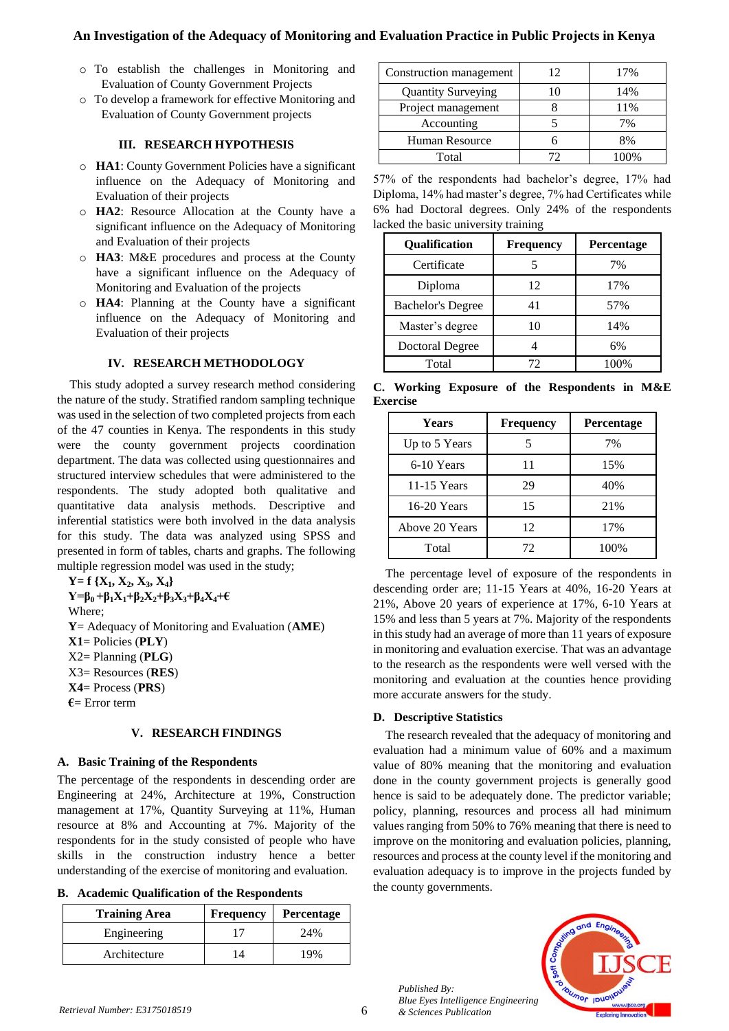- To establish the challenges in Monitoring and Evaluation of County Government Projects
- To develop a framework for effective Monitoring and Evaluation of County Government projects

## III. RESEARCH HYPOTHESIS

- **HA1**: County Government Policies have a significant influence on the Adequacy of Monitoring and Evaluation of their projects
- **HA2**: Resource Allocation at the County have a significant influence on the Adequacy of Monitoring and Evaluation of their projects
- **HA3**: M&E procedures and process at the County have a significant influence on the Adequacy of Monitoring and Evaluation of the projects
- **HA4**: Planning at the County have a significant influence on the Adequacy of Monitoring and Evaluation of their projects

## IV. RESEARCH METHODOLOGY

This study adopted a survey research method considering the nature of the study. Stratified random sampling technique was used in the selection of two completed projects from each of the 47 counties in Kenya. The respondents in this study were the county government projects coordination department. The data was collected using questionnaires and structured interview schedules that were administered to the respondents. The study adopted both qualitative and quantitative data analysis methods. Descriptive and inferential statistics were both involved in the data analysis for this study. The data was analyzed using SPSS and presented in form of tables, charts and graphs. The following multiple regression model was used in the study;

$$\mathbf{Y = f\ \{X_1, X_2, X_3, X_4\}}$$

$$\mathbf{Y = \beta_0 + \beta_1 X_1 + \beta_2 X_2 + \beta_3 X_3 + \beta_4 X_4 + \epsilon}$$

Where;

**Y**= Adequacy of Monitoring and Evaluation (**AME**)

**X1**= Policies (**PLY**)

X2= Planning (**PLG**)

X3= Resources (**RES**)

**X4**= Process (**PRS**)

**€**= Error term

## V. RESEARCH FINDINGS

### A. Basic Training of the Respondents

The percentage of the respondents in descending order are Engineering at 24%, Architecture at 19%, Construction management at 17%, Quantity Surveying at 11%, Human resource at 8% and Accounting at 7%. Majority of the respondents for in the study consisted of people who have skills in the construction industry hence a better understanding of the exercise of monitoring and evaluation.

### B. Academic Qualification of the Respondents

| Training Area | Frequency | Percentage |
|---|---|---|
| Engineering | 17 | 24% |
| Architecture | 14 | 19% |
| Construction management | 12 | 17% |
| Quantity Surveying | 10 | 14% |
| Project management | 8 | 11% |
| Accounting | 5 | 7% |
| Human Resource | 6 | 8% |
| Total | 72 | 100% |

57% of the respondents had bachelor's degree, 17% had Diploma, 14% had master's degree, 7% had Certificates while 6% had Doctoral degrees. Only 24% of the respondents lacked the basic university training

| Qualification | Frequency | Percentage |
|---|---|---|
| Certificate | 5 | 7% |
| Diploma | 12 | 17% |
| Bachelor's Degree | 41 | 57% |
| Master's degree | 10 | 14% |
| Doctoral Degree | 4 | 6% |
| Total | 72 | 100% |

### C. Working Exposure of the Respondents in M&E Exercise

| Years | Frequency | Percentage |
|---|---|---|
| Up to 5 Years | 5 | 7% |
| 6-10 Years | 11 | 15% |
| 11-15 Years | 29 | 40% |
| 16-20 Years | 15 | 21% |
| Above 20 Years | 12 | 17% |
| Total | 72 | 100% |

The percentage level of exposure of the respondents in descending order are; 11-15 Years at 40%, 16-20 Years at 21%, Above 20 years of experience at 17%, 6-10 Years at 15% and less than 5 years at 7%. Majority of the respondents in this study had an average of more than 11 years of exposure in monitoring and evaluation exercise. That was an advantage to the research as the respondents were well versed with the monitoring and evaluation at the counties hence providing more accurate answers for the study.

### D. Descriptive Statistics

The research revealed that the adequacy of monitoring and evaluation had a minimum value of 60% and a maximum value of 80% meaning that the monitoring and evaluation done in the county government projects is generally good hence is said to be adequately done. The predictor variable; policy, planning, resources and process all had minimum values ranging from 50% to 76% meaning that there is need to improve on the monitoring and evaluation policies, planning, resources and process at the county level if the monitoring and evaluation adequacy is to improve in the projects funded by the county governments.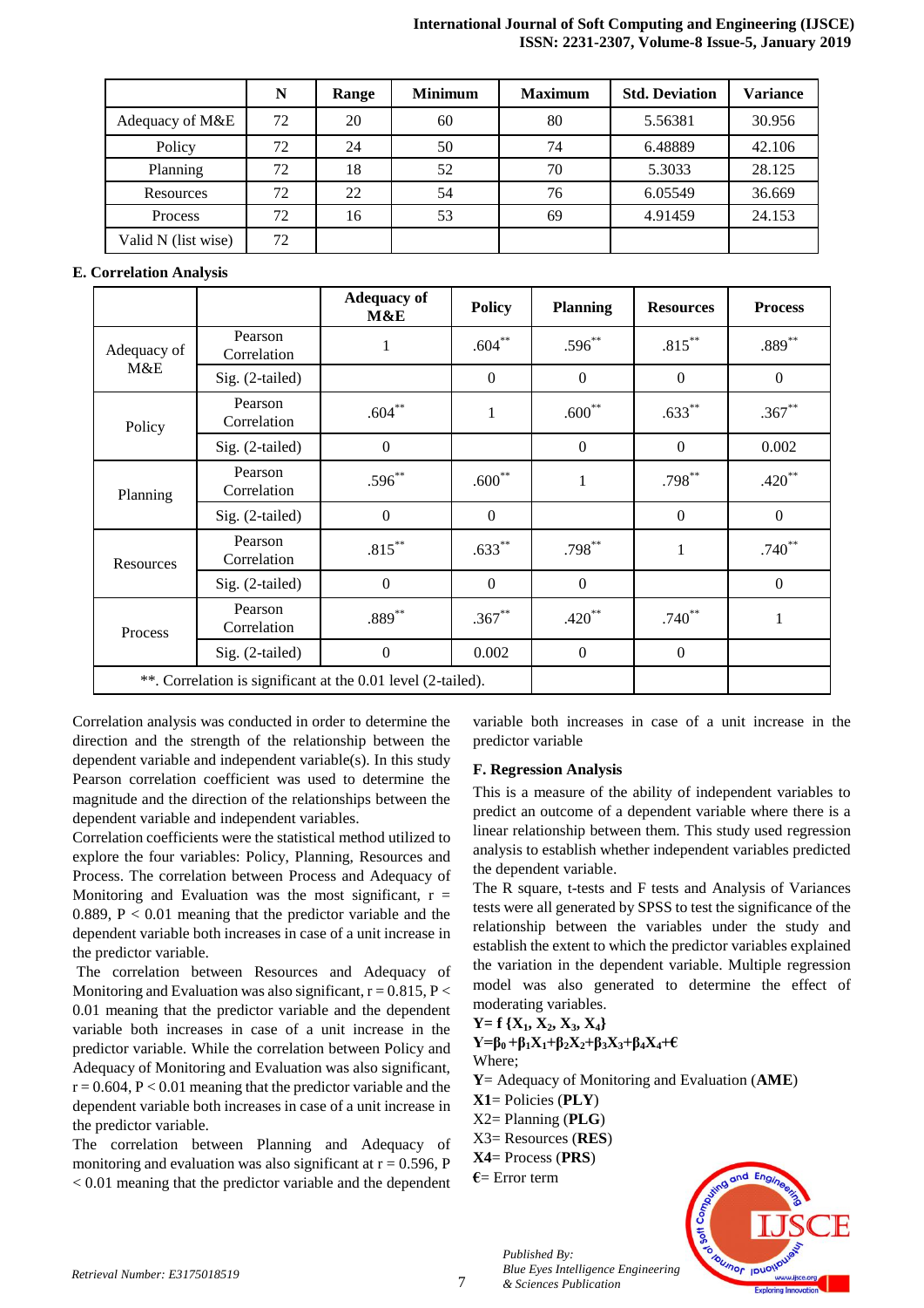| | N | Range | Minimum | Maximum | Std. Deviation | Variance |
|---|---|---|---|---|---|---|
| Adequacy of M&E | 72 | 20 | 60 | 80 | 5.56381 | 30.956 |
| Policy | 72 | 24 | 50 | 74 | 6.48889 | 42.106 |
| Planning | 72 | 18 | 52 | 70 | 5.3033 | 28.125 |
| Resources | 72 | 22 | 54 | 76 | 6.05549 | 36.669 |
| Process | 72 | 16 | 53 | 69 | 4.91459 | 24.153 |
| Valid N (list wise) | 72 | | | | | |

**E. Correlation Analysis**

| | | Adequacy of M&E | Policy | Planning | Resources | Process |
|---|---|---|---|---|---|---|
| Adequacy of M&E | Pearson Correlation | 1 | .604** | .596** | .815** | .889** |
| | Sig. (2-tailed) | | 0 | 0 | 0 | 0 |
| Policy | Pearson Correlation | .604** | 1 | .600** | .633** | .367** |
| | Sig. (2-tailed) | 0 | | 0 | 0 | 0.002 |
| Planning | Pearson Correlation | .596** | .600** | 1 | .798** | .420** |
| | Sig. (2-tailed) | 0 | 0 | | 0 | 0 |
| Resources | Pearson Correlation | .815** | .633** | .798** | 1 | .740** |
| | Sig. (2-tailed) | 0 | 0 | 0 | | 0 |
| Process | Pearson Correlation | .889** | .367** | .420** | .740** | 1 |
| | Sig. (2-tailed) | 0 | 0.002 | 0 | 0 | |
| **. Correlation is significant at the 0.01 level (2-tailed). | | | | | | |

Correlation analysis was conducted in order to determine the direction and the strength of the relationship between the dependent variable and independent variable(s). In this study Pearson correlation coefficient was used to determine the magnitude and the direction of the relationships between the dependent variable and independent variables.

Correlation coefficients were the statistical method utilized to explore the four variables: Policy, Planning, Resources and Process. The correlation between Process and Adequacy of Monitoring and Evaluation was the most significant, $r = 0.889$, $P < 0.01$ meaning that the predictor variable and the dependent variable both increases in case of a unit increase in the predictor variable.

The correlation between Resources and Adequacy of Monitoring and Evaluation was also significant, $r = 0.815$, $P < 0.01$ meaning that the predictor variable and the dependent variable both increases in case of a unit increase in the predictor variable. While the correlation between Policy and Adequacy of Monitoring and Evaluation was also significant, $r = 0.604$, $P < 0.01$ meaning that the predictor variable and the dependent variable both increases in case of a unit increase in the predictor variable.

The correlation between Planning and Adequacy of monitoring and evaluation was also significant at $r = 0.596$, $P < 0.01$ meaning that the predictor variable and the dependent variable both increases in case of a unit increase in the predictor variable

**F. Regression Analysis**

This is a measure of the ability of independent variables to predict an outcome of a dependent variable where there is a linear relationship between them. This study used regression analysis to establish whether independent variables predicted the dependent variable.

The R square, t-tests and F tests and Analysis of Variances tests were all generated by SPSS to test the significance of the relationship between the variables under the study and establish the extent to which the predictor variables explained the variation in the dependent variable. Multiple regression model was generated to determine the effect of moderating variables.

$$Y = f\{X_1, X_2, X_3, X_4\}$$

$$Y = \beta_0 + \beta_1 X_1 + \beta_2 X_2 + \beta_3 X_3 + \beta_4 X_4 + \epsilon$$

Where;

**Y**= Adequacy of Monitoring and Evaluation (**AME**)

**X1**= Policies (**PLY**)

X2= Planning (**PLG**)

X3= Resources (**RES**)

**X4**= Process (**PRS**)

**€**= Error term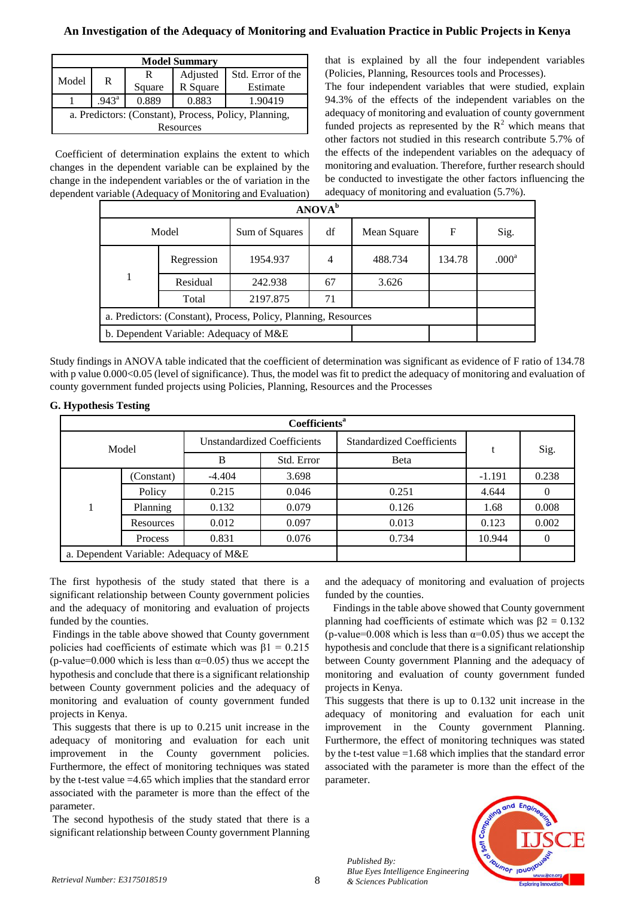| Model Summary | | | | |
|---|---|---|---|---|
| Model | R | R Square | Adjusted R Square | Std. Error of the Estimate |
| 1 | .943[a] | 0.889 | 0.883 | 1.90419 |
| a. Predictors: (Constant), Process, Policy, Planning, Resources | | | | |

Coefficient of determination explains the extent to which changes in the dependent variable can be explained by the change in the independent variables or the of variation in the dependent variable (Adequacy of Monitoring and Evaluation) that is explained by all the four independent variables (Policies, Planning, Resources tools and Processes).

The four independent variables that were studied, explain 94.3% of the effects of the independent variables on the adequacy of monitoring and evaluation of county government funded projects as represented by the $R^2$ which means that other factors not studied in this research contribute 5.7% of the effects of the independent variables on the adequacy of monitoring and evaluation. Therefore, further research should be conducted to investigate the other factors influencing the adequacy of monitoring and evaluation (5.7%).

| ANOVA[b] | | | | | | |
|---|---|---|---|---|---|---|
| Model | | Sum of Squares | df | Mean Square | F | Sig. |
| 1 | Regression | 1954.937 | 4 | 488.734 | 134.78 | .000[a] |
| | Residual | 242.938 | 67 | 3.626 | | |
| | Total | 2197.875 | 71 | | | |
| a. Predictors: (Constant), Process, Policy, Planning, Resources | | | | | | |
| b. Dependent Variable: Adequacy of M&E | | | | | | |

Study findings in ANOVA table indicated that the coefficient of determination was significant as evidence of F ratio of 134.78 with p value 0.000<0.05 (level of significance). Thus, the model was fit to predict the adequacy of monitoring and evaluation of county government funded projects using Policies, Planning, Resources and the Processes

**G. Hypothesis Testing**

| Coefficients[a] | | | | | | |
|---|---|---|---|---|---|---|
| Model | | Unstandardized Coefficients | | Standardized Coefficients | t | Sig. |
| | | B | Std. Error | Beta | | |
| 1 | (Constant) | -4.404 | 3.698 | | -1.191 | 0.238 |
| | Policy | 0.215 | 0.046 | 0.251 | 4.644 | 0 |
| | Planning | 0.132 | 0.079 | 0.126 | 1.68 | 0.008 |
| | Resources | 0.012 | 0.097 | 0.013 | 0.123 | 0.002 |
| | Process | 0.831 | 0.076 | 0.734 | 10.944 | 0 |
| a. Dependent Variable: Adequacy of M&E | | | | | | |

The first hypothesis of the study stated that there is a significant relationship between County government policies and the adequacy of monitoring and evaluation of projects funded by the counties.

Findings in the table above showed that County government policies had coefficients of estimate which was $\beta 1 = 0.215$ (p-value=0.000 which is less than $\alpha$=0.05) thus we accept the hypothesis and conclude that there is a significant relationship between County government policies and the adequacy of monitoring and evaluation of county government funded projects in Kenya.

This suggests that there is up to 0.215 unit increase in the adequacy of monitoring and evaluation for each unit improvement in the County government policies. Furthermore, the effect of monitoring techniques was stated by the t-test value =4.65 which implies that the standard error associated with the parameter is more than the effect of the parameter.

The second hypothesis of the study stated that there is a significant relationship between County government Planning and the adequacy of monitoring and evaluation of projects funded by the counties.

Findings in the table above showed that County government planning had coefficients of estimate which was $\beta 2 = 0.132$ (p-value=0.008 which is less than $\alpha$=0.05) thus we accept the hypothesis and conclude that there is a significant relationship between County government Planning and the adequacy of monitoring and evaluation of county government funded projects in Kenya.

This suggests that there is up to 0.132 unit increase in the adequacy of monitoring and evaluation for each unit improvement in the County government Planning. Furthermore, the effect of monitoring techniques was stated by the t-test value =1.68 which implies that the standard error associated with the parameter is more than the effect of the parameter.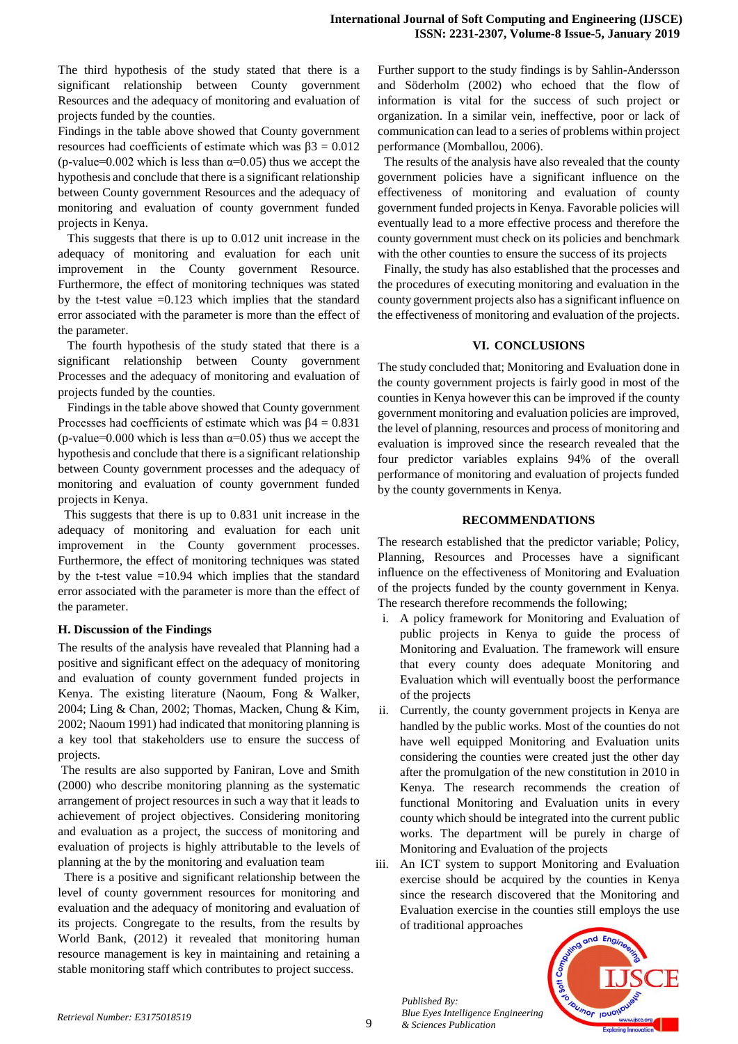The third hypothesis of the study stated that there is a significant relationship between County government Resources and the adequacy of monitoring and evaluation of projects funded by the counties.

Findings in the table above showed that County government resources had coefficients of estimate which was $\beta3 = 0.012$ (p-value=0.002 which is less than $\alpha$=0.05) thus we accept the hypothesis and conclude that there is a significant relationship between County government Resources and the adequacy of monitoring and evaluation of county government funded projects in Kenya.

This suggests that there is up to 0.012 unit increase in the adequacy of monitoring and evaluation for each unit improvement in the County government Resource. Furthermore, the effect of monitoring techniques was stated by the t-test value =0.123 which implies that the standard error associated with the parameter is more than the effect of the parameter.

The fourth hypothesis of the study stated that there is a significant relationship between County government Processes and the adequacy of monitoring and evaluation of projects funded by the counties.

Findings in the table above showed that County government Processes had coefficients of estimate which was $\beta4 = 0.831$ (p-value=0.000 which is less than $\alpha$=0.05) thus we accept the hypothesis and conclude that there is a significant relationship between County government processes and the adequacy of monitoring and evaluation of county government funded projects in Kenya.

This suggests that there is up to 0.831 unit increase in the adequacy of monitoring and evaluation for each unit improvement in the County government processes. Furthermore, the effect of monitoring techniques was stated by the t-test value =10.94 which implies that the standard error associated with the parameter is more than the effect of the parameter.

### H. Discussion of the Findings

The results of the analysis have revealed that Planning had a positive and significant effect on the adequacy of monitoring and evaluation of county government funded projects in Kenya. The existing literature (Naoum, Fong & Walker, 2004; Ling & Chan, 2002; Thomas, Macken, Chung & Kim, 2002; Naoum 1991) had indicated that monitoring planning is a key tool that stakeholders use to ensure the success of projects.

The results are also supported by Faniran, Love and Smith (2000) who describe monitoring planning as the systematic arrangement of project resources in such a way that it leads to achievement of project objectives. Considering monitoring and evaluation as a project, the success of monitoring and evaluation of projects is highly attributable to the levels of planning at the by the monitoring and evaluation team

There is a positive and significant relationship between the level of county government resources for monitoring and evaluation and the adequacy of monitoring and evaluation of its projects. Congregate to the results, from the results by World Bank, (2012) it revealed that monitoring human resource management is key in maintaining and retaining a stable monitoring staff which contributes to project success.

Further support to the study findings is by Sahlin-Andersson and Söderholm (2002) who echoed that the flow of information is vital for the success of such project or organization. In a similar vein, ineffective, poor or lack of communication can lead to a series of problems within project performance (Momballou, 2006).

The results of the analysis have also revealed that the county government policies have a significant influence on the effectiveness of monitoring and evaluation of county government funded projects in Kenya. Favorable policies will eventually lead to a more effective process and therefore the county government must check on its policies and benchmark with the other counties to ensure the success of its projects

Finally, the study has also established that the processes and the procedures of executing monitoring and evaluation in the county government projects also has a significant influence on the effectiveness of monitoring and evaluation of the projects.

## VI. CONCLUSIONS

The study concluded that; Monitoring and Evaluation done in the county government projects is fairly good in most of the counties in Kenya however this can be improved if the county government monitoring and evaluation policies are improved, the level of planning, resources and process of monitoring and evaluation is improved since the research revealed that the four predictor variables explains 94% of the overall performance of monitoring and evaluation of projects funded by the county governments in Kenya.

## RECOMMENDATIONS

The research established that the predictor variable; Policy, Planning, Resources and Processes have a significant influence on the effectiveness of Monitoring and Evaluation of the projects funded by the county government in Kenya. The research therefore recommends the following;

i. A policy framework for Monitoring and Evaluation of public projects in Kenya to guide the process of Monitoring and Evaluation. The framework will ensure that every county does adequate Monitoring and Evaluation which will eventually boost the performance of the projects

ii. Currently, the county government projects in Kenya are handled by the public works. Most of the counties do not have well equipped Monitoring and Evaluation units considering the counties were created just the other day after the promulgation of the new constitution in 2010 in Kenya. The research recommends the creation of functional Monitoring and Evaluation units in every county which should be integrated into the current public works. The department will be purely in charge of Monitoring and Evaluation of the projects

iii. An ICT system to support Monitoring and Evaluation exercise should be acquired by the counties in Kenya since the research discovered that the Monitoring and Evaluation exercise in the counties still employs the use of traditional approaches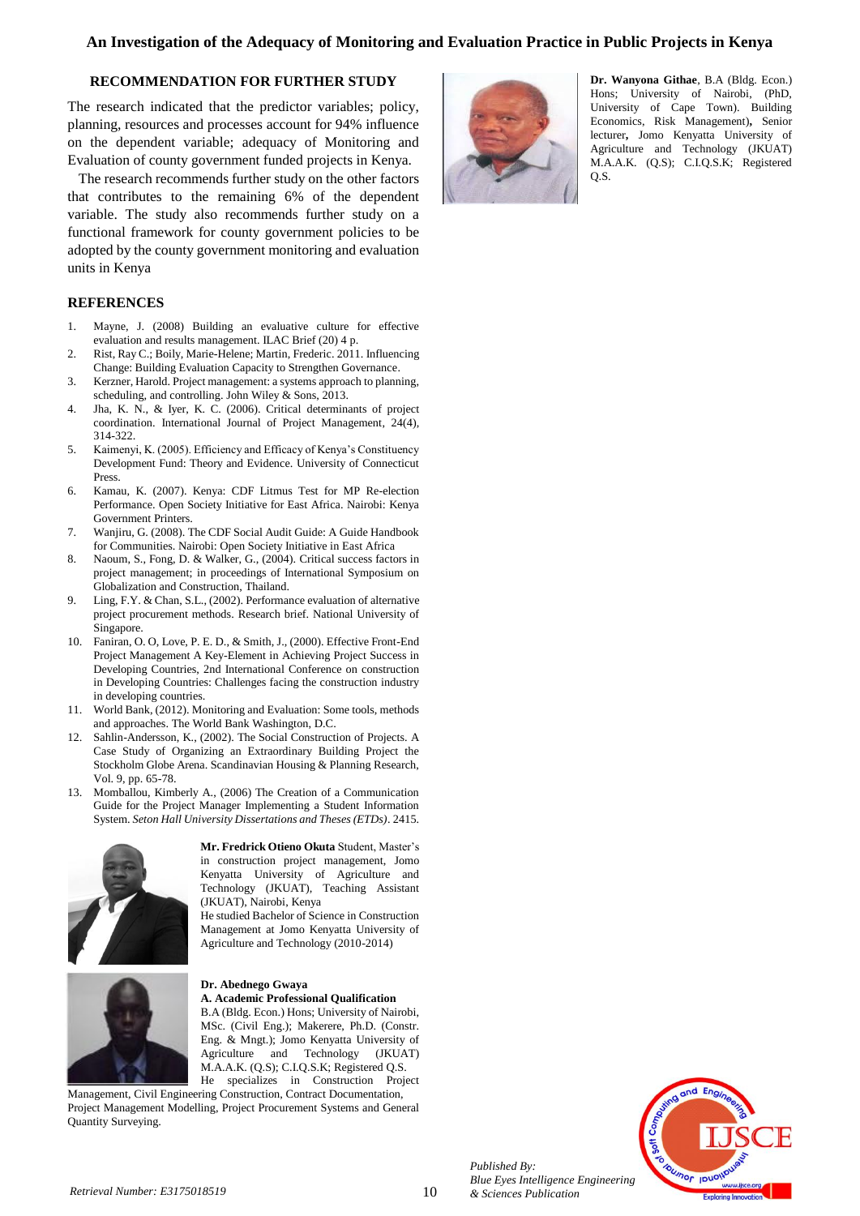## RECOMMENDATION FOR FURTHER STUDY

The research indicated that the predictor variables; policy, planning, resources and processes account for 94% influence on the dependent variable; adequacy of Monitoring and Evaluation of county government funded projects in Kenya.

The research recommends further study on the other factors that contributes to the remaining 6% of the dependent variable. The study also recommends further study on a functional framework for county government policies to be adopted by the county government monitoring and evaluation units in Kenya

## REFERENCES

1. Mayne, J. (2008) Building an evaluative culture for effective evaluation and results management. ILAC Brief (20) 4 p.
2. Rist, Ray C.; Boily, Marie-Helene; Martin, Frederic. 2011. Influencing Change: Building Evaluation Capacity to Strengthen Governance.
3. Kerzner, Harold. Project management: a systems approach to planning, scheduling, and controlling. John Wiley & Sons, 2013.
4. Jha, K. N., & Iyer, K. C. (2006). Critical determinants of project coordination. International Journal of Project Management, 24(4), 314-322.
5. Kaimenyi, K. (2005). Efficiency and Efficacy of Kenya's Constituency Development Fund: Theory and Evidence. University of Connecticut Press.
6. Kamau, K. (2007). Kenya: CDF Litmus Test for MP Re-election Performance. Open Society Initiative for East Africa. Nairobi: Kenya Government Printers.
7. Wanjiru, G. (2008). The CDF Social Audit Guide: A Guide Handbook for Communities. Nairobi: Open Society Initiative in East Africa
8. Naoum, S., Fong, D. & Walker, G., (2004). Critical success factors in project management; in proceedings of International Symposium on Globalization and Construction, Thailand.
9. Ling, F.Y. & Chan, S.L., (2002). Performance evaluation of alternative project procurement methods. Research brief. National University of Singapore.
10. Faniran, O. O, Love, P. E. D., & Smith, J., (2000). Effective Front-End Project Management A Key-Element in Achieving Project Success in Developing Countries, 2nd International Conference on construction in Developing Countries: Challenges facing the construction industry in developing countries.
11. World Bank, (2012). Monitoring and Evaluation: Some tools, methods and approaches. The World Bank Washington, D.C.
12. Sahlin-Andersson, K., (2002). The Social Construction of Projects. A Case Study of Organizing an Extraordinary Building Project the Stockholm Globe Arena. Scandinavian Housing & Planning Research, Vol. 9, pp. 65-78.
13. Momballou, Kimberly A., (2006) The Creation of a Communication Guide for the Project Manager Implementing a Student Information System. *Seton Hall University Dissertations and Theses (ETDs)*. 2415.

**Mr. Fredrick Otieno Okuta** Student, Master's in construction project management, Jomo Kenyatta University of Agriculture and Technology (JKUAT), Teaching Assistant (JKUAT), Nairobi, Kenya
He studied Bachelor of Science in Construction Management at Jomo Kenyatta University of Agriculture and Technology (2010-2014)

**Dr. Abednego Gwaya**
**A. Academic Professional Qualification**
B.A (Bldg. Econ.) Hons; University of Nairobi, MSc. (Civil Eng.); Makerere, Ph.D. (Constr. Eng. & Mngt.); Jomo Kenyatta University of Agriculture and Technology (JKUAT) M.A.A.K. (Q.S); C.I.Q.S.K; Registered Q.S.
He specializes in Construction Project Management, Civil Engineering Construction, Contract Documentation, Project Management Modelling, Project Procurement Systems and General Quantity Surveying.

**Dr. Wanyona Githae**, B.A (Bldg. Econ.) Hons; University of Nairobi, (PhD, University of Cape Town). Building Economics, Risk Management), Senior lecturer, Jomo Kenyatta University of Agriculture and Technology (JKUAT) M.A.A.K. (Q.S); C.I.Q.S.K; Registered Q.S.